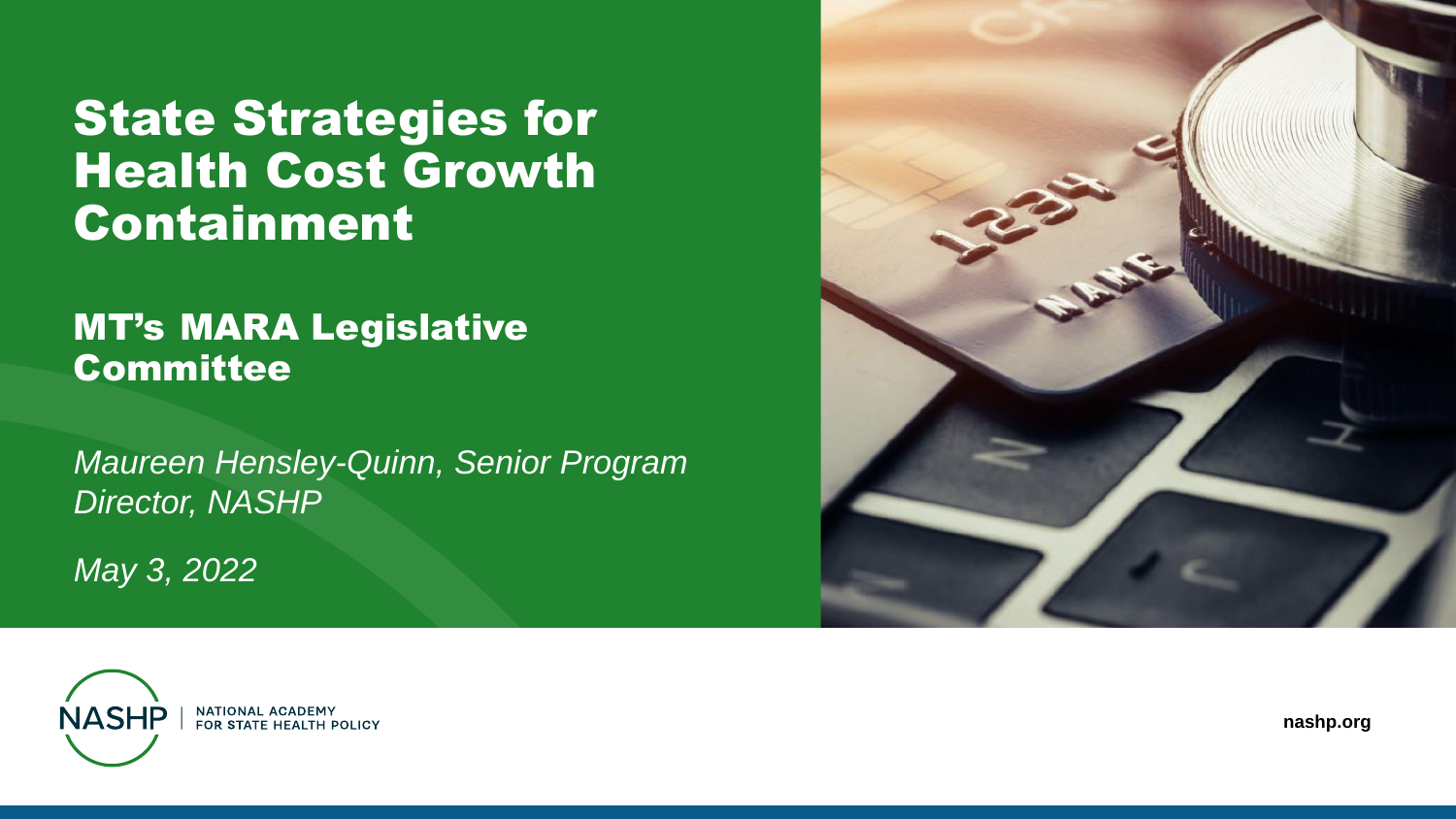# State Strategies for Health Cost Growth Containment

## MT's MARA Legislative Committee

*Maureen Hensley-Quinn, Senior Program Director, NASHP*

*May 3, 2022*

NASHP | NATIONAL ACADEMY FOR STATE HEALTH POLICY

nashp.org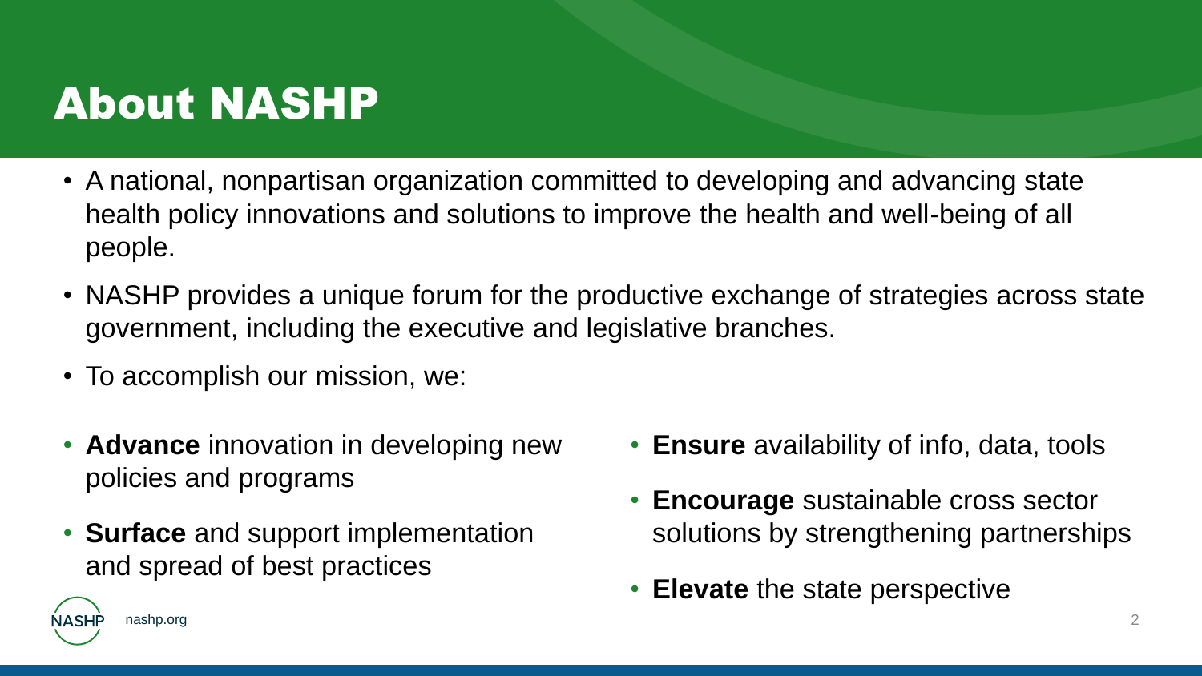# About NASHP

- A national, nonpartisan organization committed to developing and advancing state health policy innovations and solutions to improve the health and well-being of all people.
- NASHP provides a unique forum for the productive exchange of strategies across state government, including the executive and legislative branches.
- To accomplish our mission, we:

- **Advance** innovation in developing new policies and programs
- **Surface** and support implementation and spread of best practices
- **Ensure** availability of info, data, tools
- **Encourage** sustainable cross sector solutions by strengthening partnerships
- **Elevate** the state perspective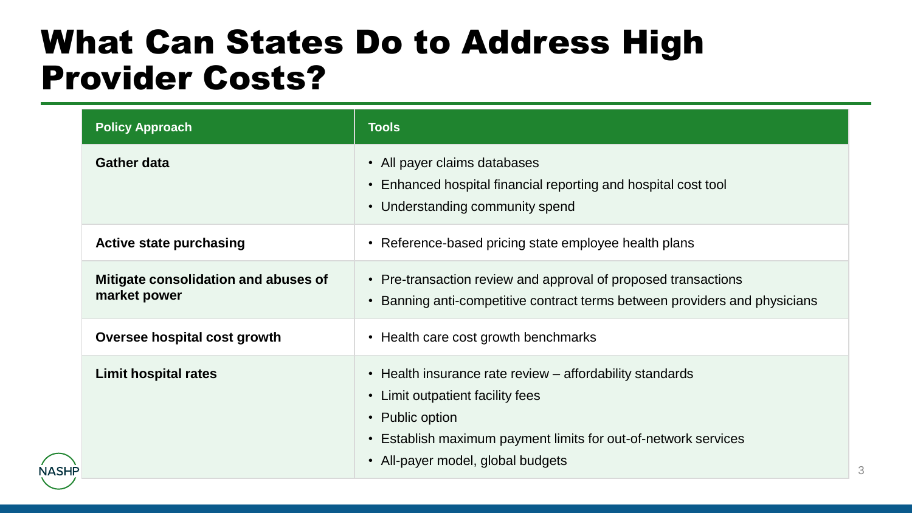# What Can States Do to Address High Provider Costs?

| Policy Approach | Tools |
| --- | --- |
| **Gather data** | • All payer claims databases<br>• Enhanced hospital financial reporting and hospital cost tool<br>• Understanding community spend |
| **Active state purchasing** | • Reference-based pricing state employee health plans |
| **Mitigate consolidation and abuses of market power** | • Pre-transaction review and approval of proposed transactions<br>• Banning anti-competitive contract terms between providers and physicians |
| **Oversee hospital cost growth** | • Health care cost growth benchmarks |
| **Limit hospital rates** | • Health insurance rate review – affordability standards<br>• Limit outpatient facility fees<br>• Public option<br>• Establish maximum payment limits for out-of-network services<br>• All-payer model, global budgets |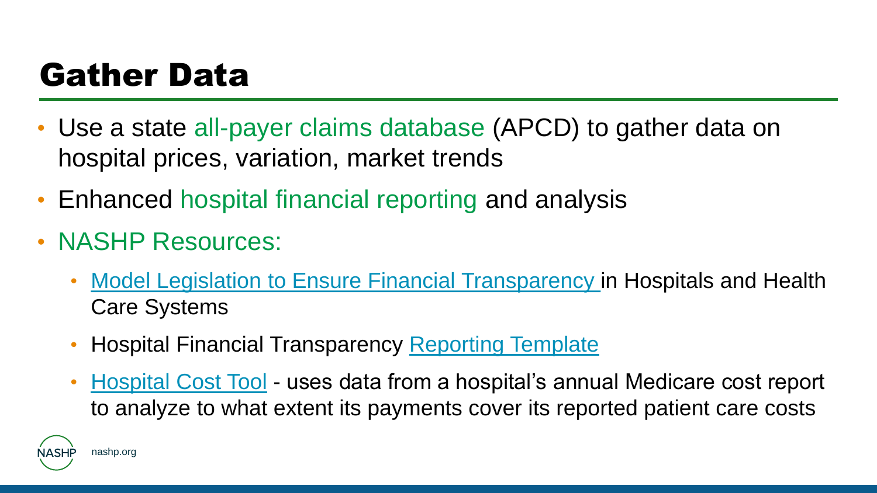# Gather Data

- Use a state all-payer claims database (APCD) to gather data on hospital prices, variation, market trends
- Enhanced hospital financial reporting and analysis
- NASHP Resources:
  - Model Legislation to Ensure Financial Transparency in Hospitals and Health Care Systems
  - Hospital Financial Transparency Reporting Template
  - Hospital Cost Tool - uses data from a hospital's annual Medicare cost report to analyze to what extent its payments cover its reported patient care costs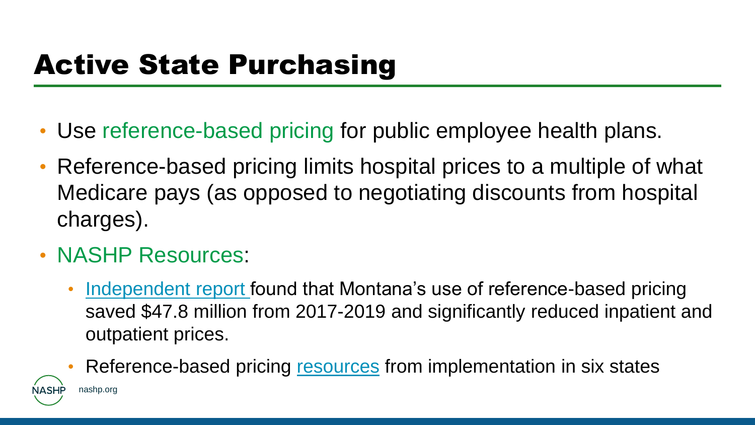# Active State Purchasing

- Use reference-based pricing for public employee health plans.
- Reference-based pricing limits hospital prices to a multiple of what Medicare pays (as opposed to negotiating discounts from hospital charges).
- NASHP Resources:
  - Independent report found that Montana's use of reference-based pricing saved $47.8 million from 2017-2019 and significantly reduced inpatient and outpatient prices.
  - Reference-based pricing resources from implementation in six states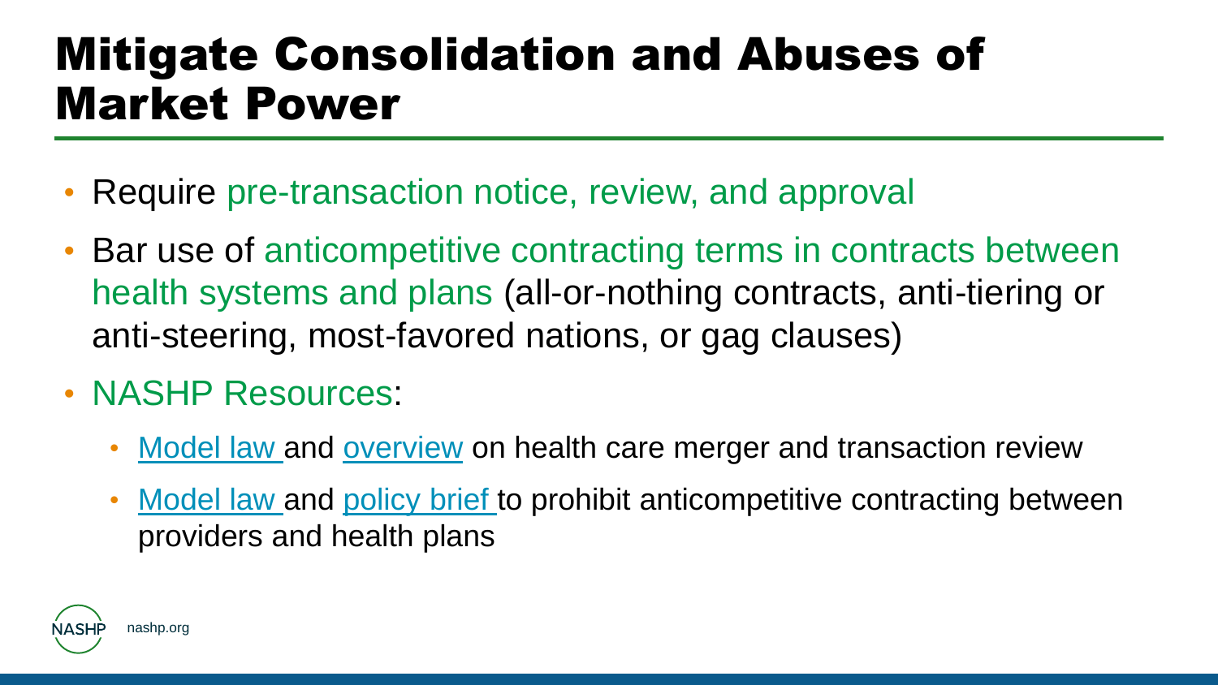# Mitigate Consolidation and Abuses of Market Power

- Require pre-transaction notice, review, and approval
- Bar use of anticompetitive contracting terms in contracts between health systems and plans (all-or-nothing contracts, anti-tiering or anti-steering, most-favored nations, or gag clauses)
- NASHP Resources:
  - Model law and overview on health care merger and transaction review
  - Model law and policy brief to prohibit anticompetitive contracting between providers and health plans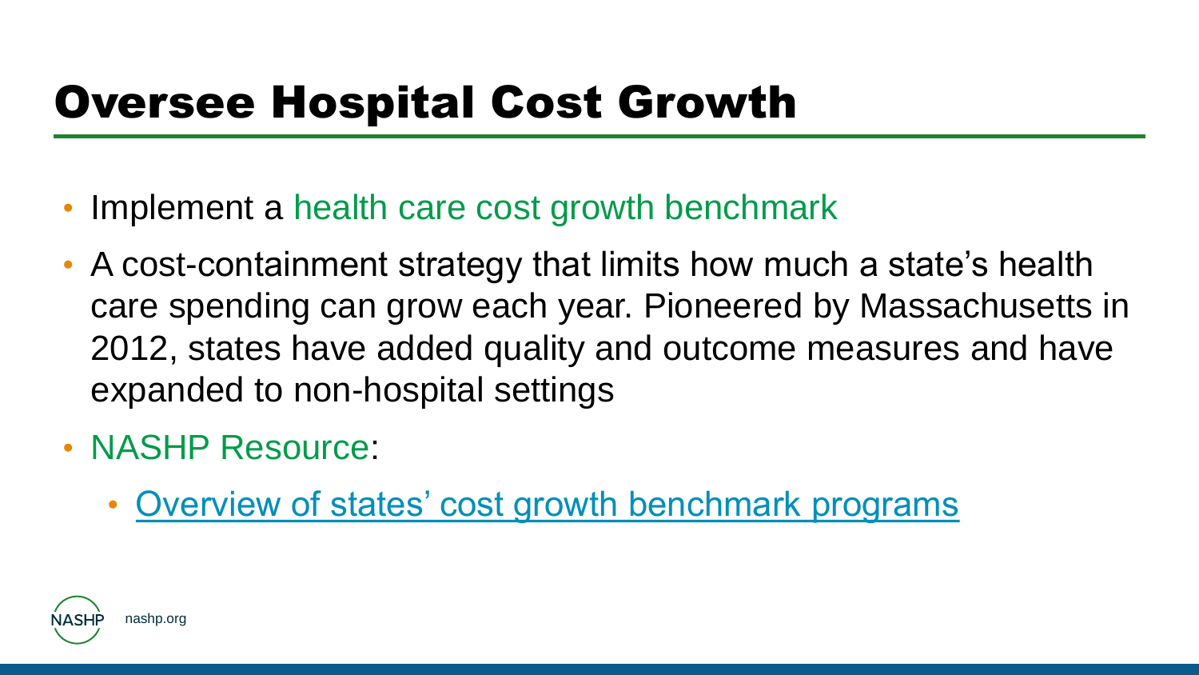# Oversee Hospital Cost Growth

- Implement a health care cost growth benchmark
- A cost-containment strategy that limits how much a state's health care spending can grow each year. Pioneered by Massachusetts in 2012, states have added quality and outcome measures and have expanded to non-hospital settings
- NASHP Resource:
  - Overview of states' cost growth benchmark programs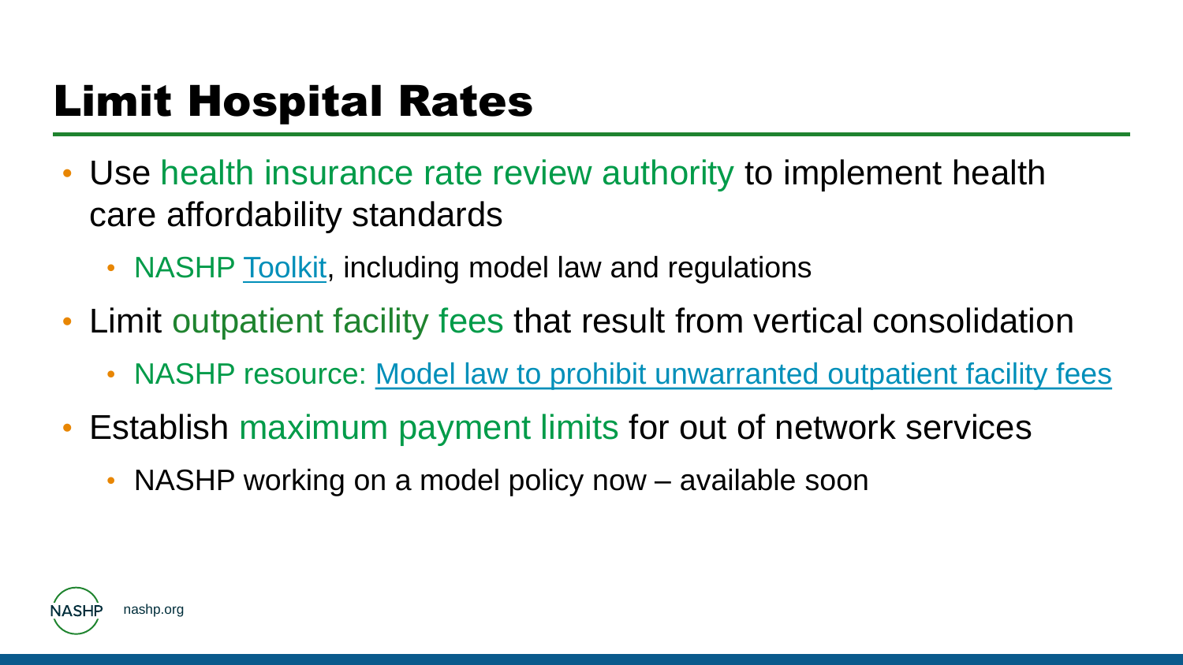# Limit Hospital Rates

- Use health insurance rate review authority to implement health care affordability standards
  - NASHP Toolkit, including model law and regulations
- Limit outpatient facility fees that result from vertical consolidation
  - NASHP resource: Model law to prohibit unwarranted outpatient facility fees
- Establish maximum payment limits for out of network services
  - NASHP working on a model policy now – available soon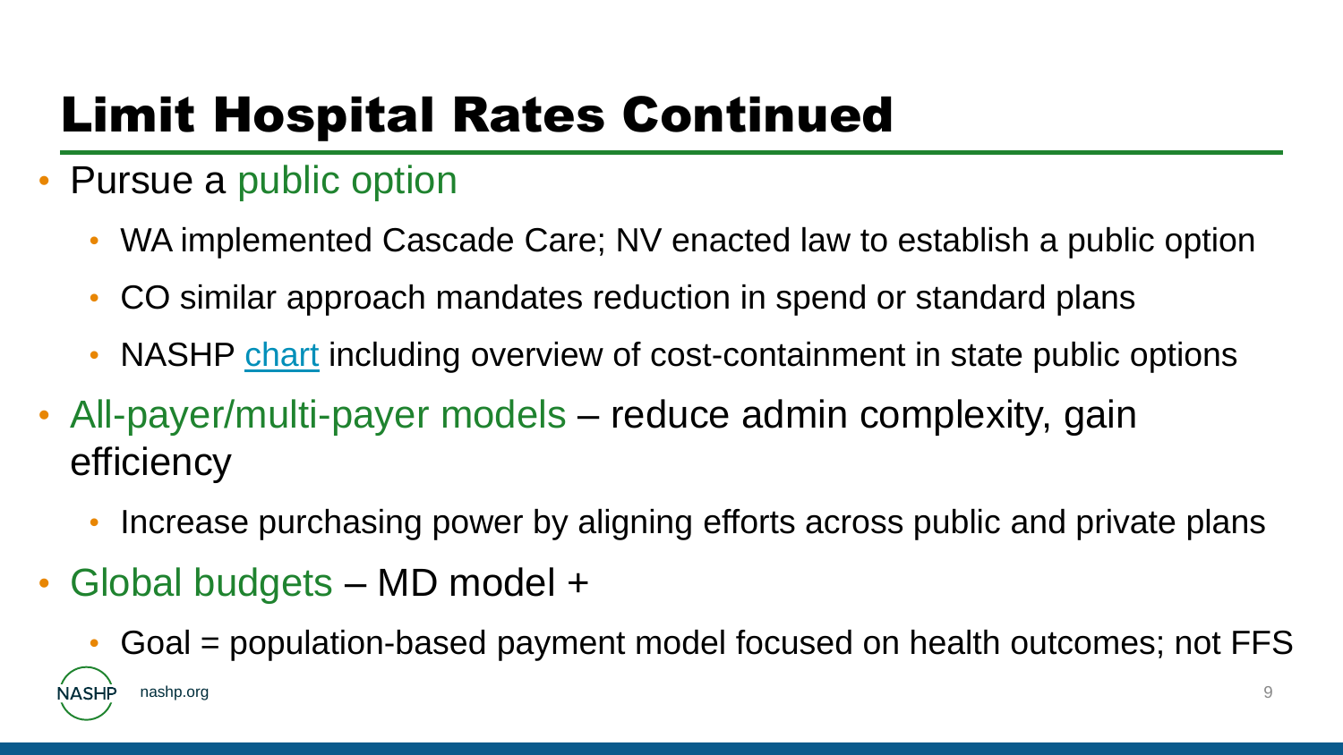# Limit Hospital Rates Continued

- Pursue a public option
  - WA implemented Cascade Care; NV enacted law to establish a public option
  - CO similar approach mandates reduction in spend or standard plans
  - NASHP chart including overview of cost-containment in state public options
- All-payer/multi-payer models – reduce admin complexity, gain efficiency
  - Increase purchasing power by aligning efforts across public and private plans
- Global budgets – MD model +
  - Goal = population-based payment model focused on health outcomes; not FFS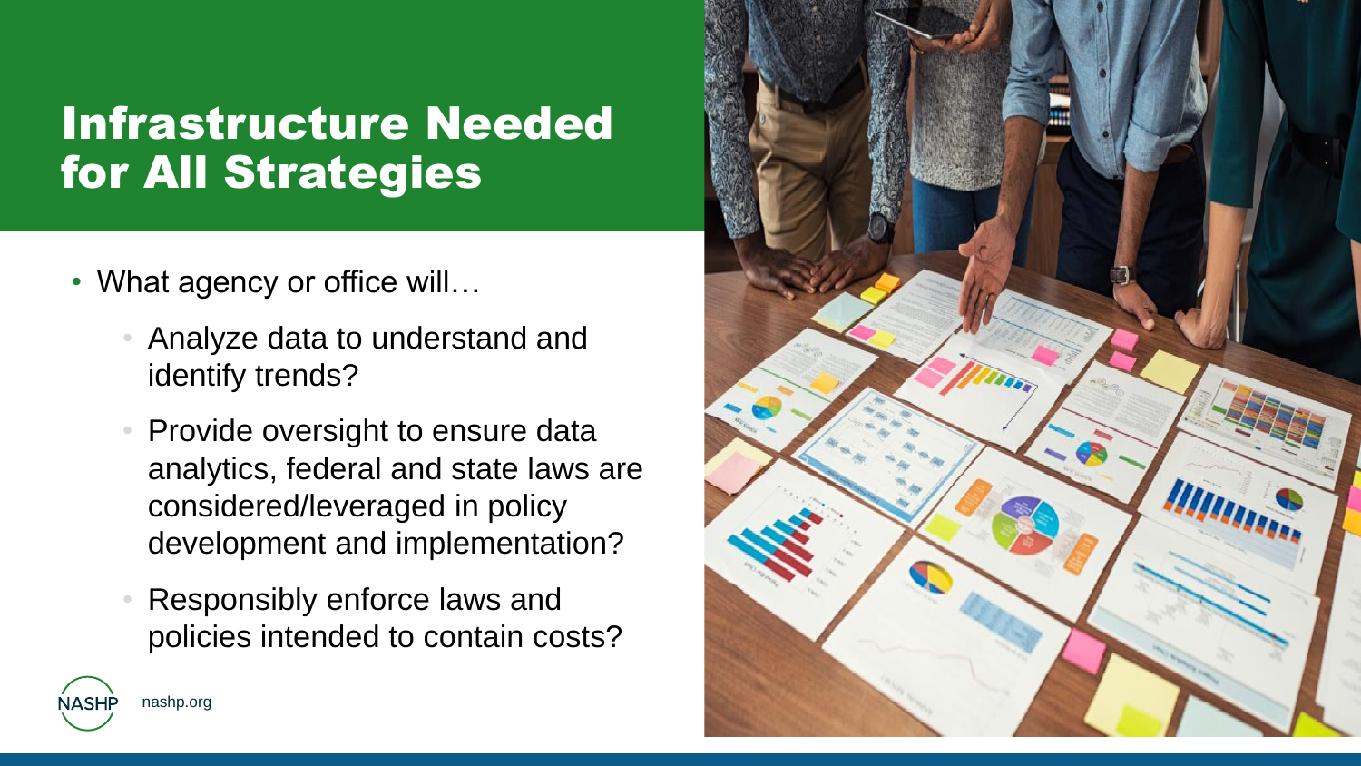# Infrastructure Needed for All Strategies

- What agency or office will…
  - Analyze data to understand and identify trends?
  - Provide oversight to ensure data analytics, federal and state laws are considered/leveraged in policy development and implementation?
  - Responsibly enforce laws and policies intended to contain costs?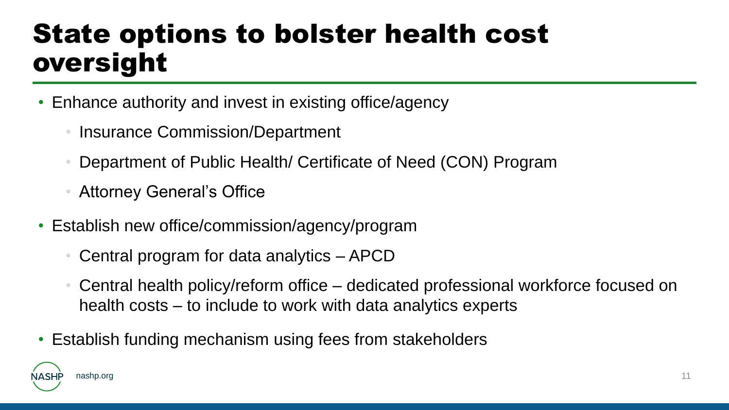# State options to bolster health cost oversight

- Enhance authority and invest in existing office/agency
  - Insurance Commission/Department
  - Department of Public Health/ Certificate of Need (CON) Program
  - Attorney General's Office
- Establish new office/commission/agency/program
  - Central program for data analytics – APCD
  - Central health policy/reform office – dedicated professional workforce focused on health costs – to include to work with data analytics experts
- Establish funding mechanism using fees from stakeholders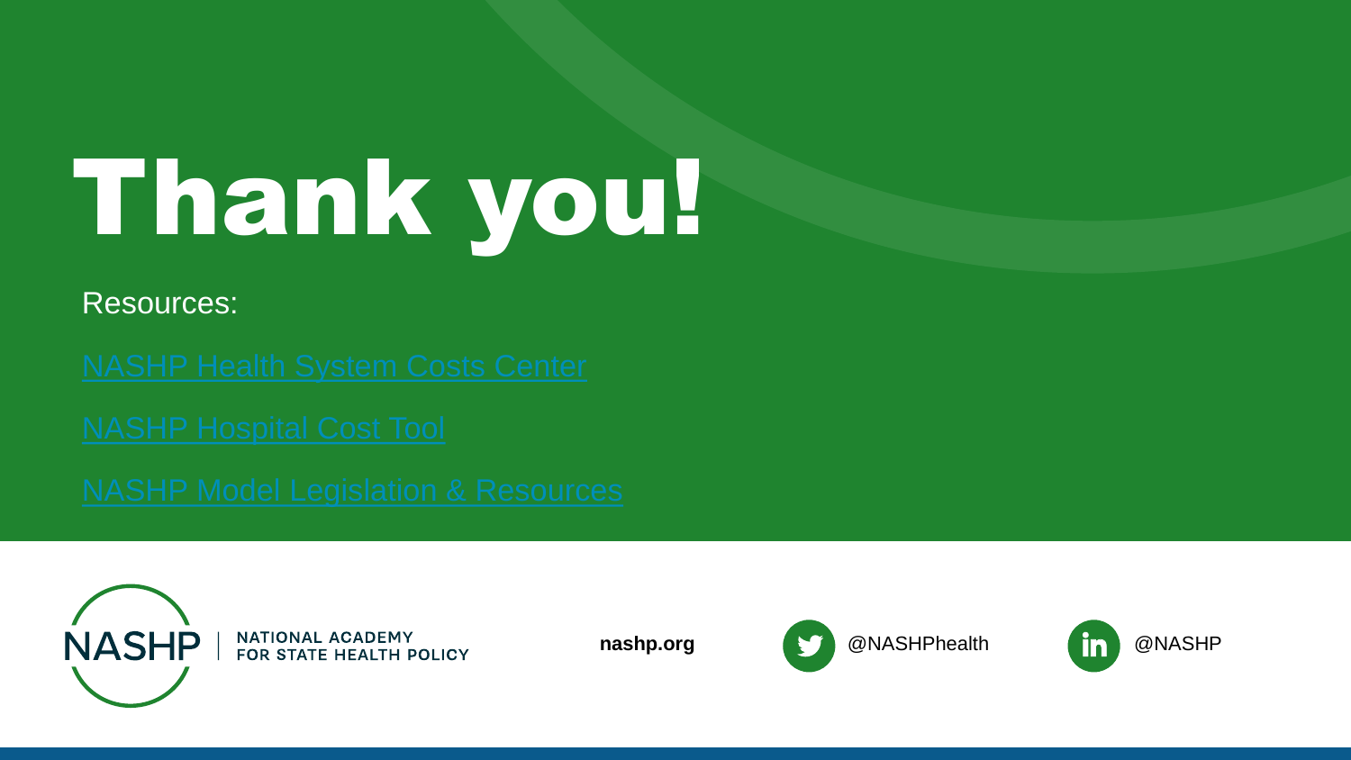# Thank you!

Resources:

NASHP Health System Costs Center

NASHP Hospital Cost Tool

NASHP Model Legislation & Resources

NASHP | NATIONAL ACADEMY FOR STATE HEALTH POLICY

**nashp.org**

@NASHPhealth

@NASHP